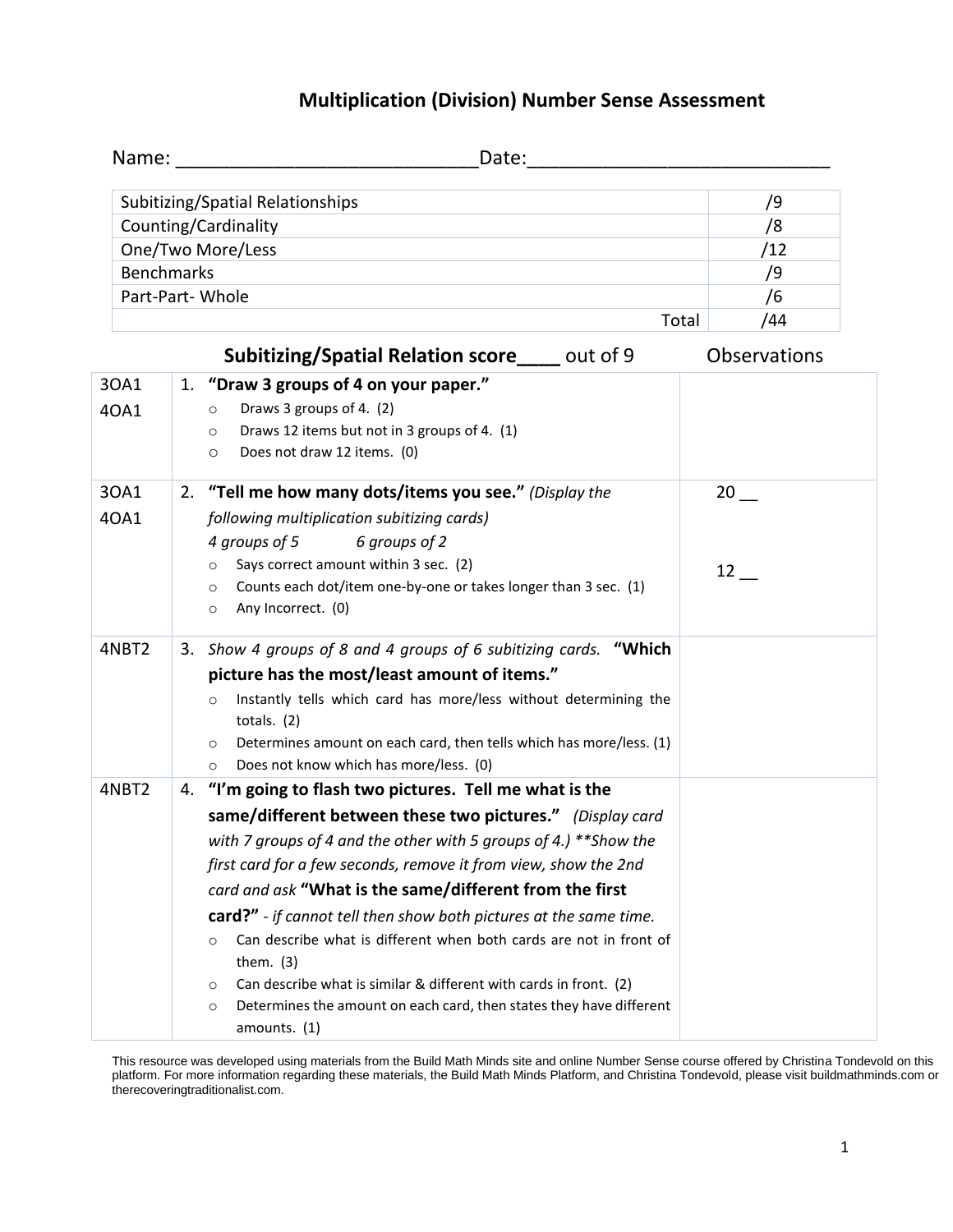# Multiplication (Division) Number Sense Assessment

Name: ____________________________Date:____________________________

| | |
|---|---|
| Subitizing/Spatial Relationships | /9 |
| Counting/Cardinality | /8 |
| One/Two More/Less | /12 |
| Benchmarks | /9 |
| Part-Part- Whole | /6 |
| Total | /44 |

## Subitizing/Spatial Relation score____ out of 9

| Standard | Item | Observations |
|---|---|---|
| 3OA1<br>4OA1 | 1. **"Draw 3 groups of 4 on your paper."**<br>○ Draws 3 groups of 4. (2)<br>○ Draws 12 items but not in 3 groups of 4. (1)<br>○ Does not draw 12 items. (0) | |
| 3OA1<br>4OA1 | 2. **"Tell me how many dots/items you see."** *(Display the following multiplication subitizing cards)*<br>*4 groups of 5* *6 groups of 2*<br>○ Says correct amount within 3 sec. (2)<br>○ Counts each dot/item one-by-one or takes longer than 3 sec. (1)<br>○ Any Incorrect. (0) | 20 __<br><br>12 __ |
| 4NBT2 | 3. *Show 4 groups of 8 and 4 groups of 6 subitizing cards.* **"Which picture has the most/least amount of items."**<br>○ Instantly tells which card has more/less without determining the totals. (2)<br>○ Determines amount on each card, then tells which has more/less. (1)<br>○ Does not know which has more/less. (0) | |
| 4NBT2 | 4. **"I'm going to flash two pictures. Tell me what is the same/different between these two pictures."** *(Display card with 7 groups of 4 and the other with 5 groups of 4.) **Show the first card for a few seconds, remove it from view, show the 2nd card and ask* **"What is the same/different from the first card?"** *- if cannot tell then show both pictures at the same time.*<br>○ Can describe what is different when both cards are not in front of them. (3)<br>○ Can describe what is similar & different with cards in front. (2)<br>○ Determines the amount on each card, then states they have different amounts. (1) | |

This resource was developed using materials from the Build Math Minds site and online Number Sense course offered by Christina Tondevold on this platform. For more information regarding these materials, the Build Math Minds Platform, and Christina Tondevold, please visit buildmathminds.com or therecoveringtraditionalist.com.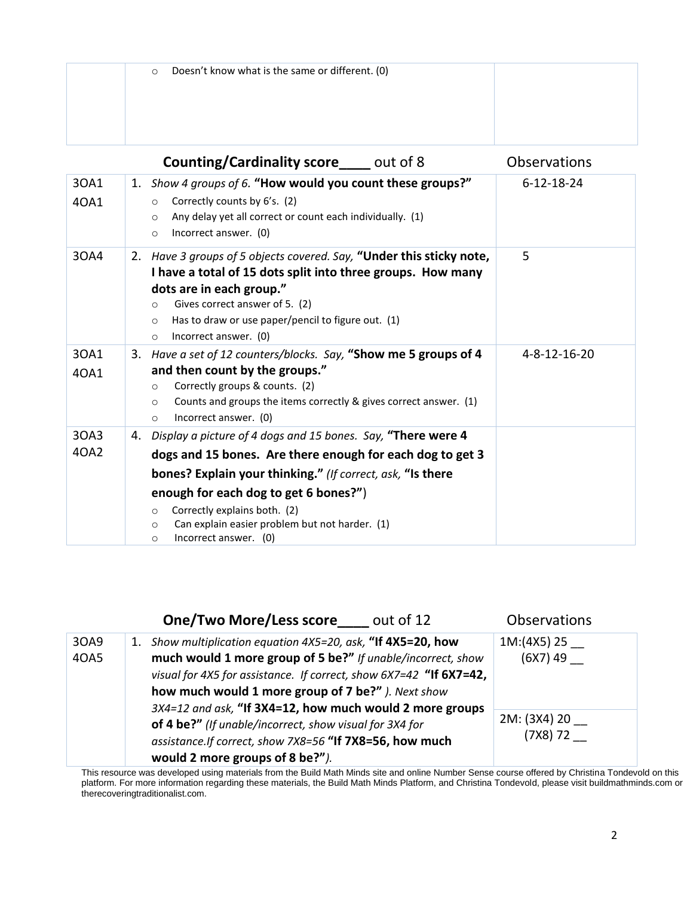| | | |
|---|---|---|
| | ○ Doesn't know what is the same or different. (0) | |

## Counting/Cardinality score____ out of 8

| | | Observations |
|---|---|---|
| 3OA1 4OA1 | 1. *Show 4 groups of 6.* **"How would you count these groups?"**<br>○ Correctly counts by 6's. (2)<br>○ Any delay yet all correct or count each individually. (1)<br>○ Incorrect answer. (0) | 6-12-18-24 |
| 3OA4 | 2. *Have 3 groups of 5 objects covered. Say,* **"Under this sticky note, I have a total of 15 dots split into three groups. How many dots are in each group."**<br>○ Gives correct answer of 5. (2)<br>○ Has to draw or use paper/pencil to figure out. (1)<br>○ Incorrect answer. (0) | 5 |
| 3OA1 4OA1 | 3. *Have a set of 12 counters/blocks. Say,* **"Show me 5 groups of 4 and then count by the groups."**<br>○ Correctly groups & counts. (2)<br>○ Counts and groups the items correctly & gives correct answer. (1)<br>○ Incorrect answer. (0) | 4-8-12-16-20 |
| 3OA3 4OA2 | 4. *Display a picture of 4 dogs and 15 bones. Say,* **"There were 4 dogs and 15 bones. Are there enough for each dog to get 3 bones? Explain your thinking."** *(If correct, ask,* **"Is there enough for each dog to get 6 bones?"**)<br>○ Correctly explains both. (2)<br>○ Can explain easier problem but not harder. (1)<br>○ Incorrect answer. (0) | |

## One/Two More/Less score____ out of 12

| | | Observations |
|---|---|---|
| 3OA9 4OA5 | 1. *Show multiplication equation 4X5=20, ask,* **"If 4X5=20, how much would 1 more group of 5 be?"** *If unable/incorrect, show visual for 4X5 for assistance. If correct, show 6X7=42* **"If 6X7=42, how much would 1 more group of 7 be?"** *). Next show 3X4=12 and ask,* **"If 3X4=12, how much would 2 more groups of 4 be?"** *(If unable/incorrect, show visual for 3X4 for assistance.If correct, show 7X8=56* **"If 7X8=56, how much would 2 more groups of 8 be?"***).* | 1M:(4X5) 25 __<br>(6X7) 49 __<br><br>2M: (3X4) 20 __<br>(7X8) 72 __ |

This resource was developed using materials from the Build Math Minds site and online Number Sense course offered by Christina Tondevold on this platform. For more information regarding these materials, the Build Math Minds Platform, and Christina Tondevold, please visit buildmathminds.com or therecoveringtraditionalist.com.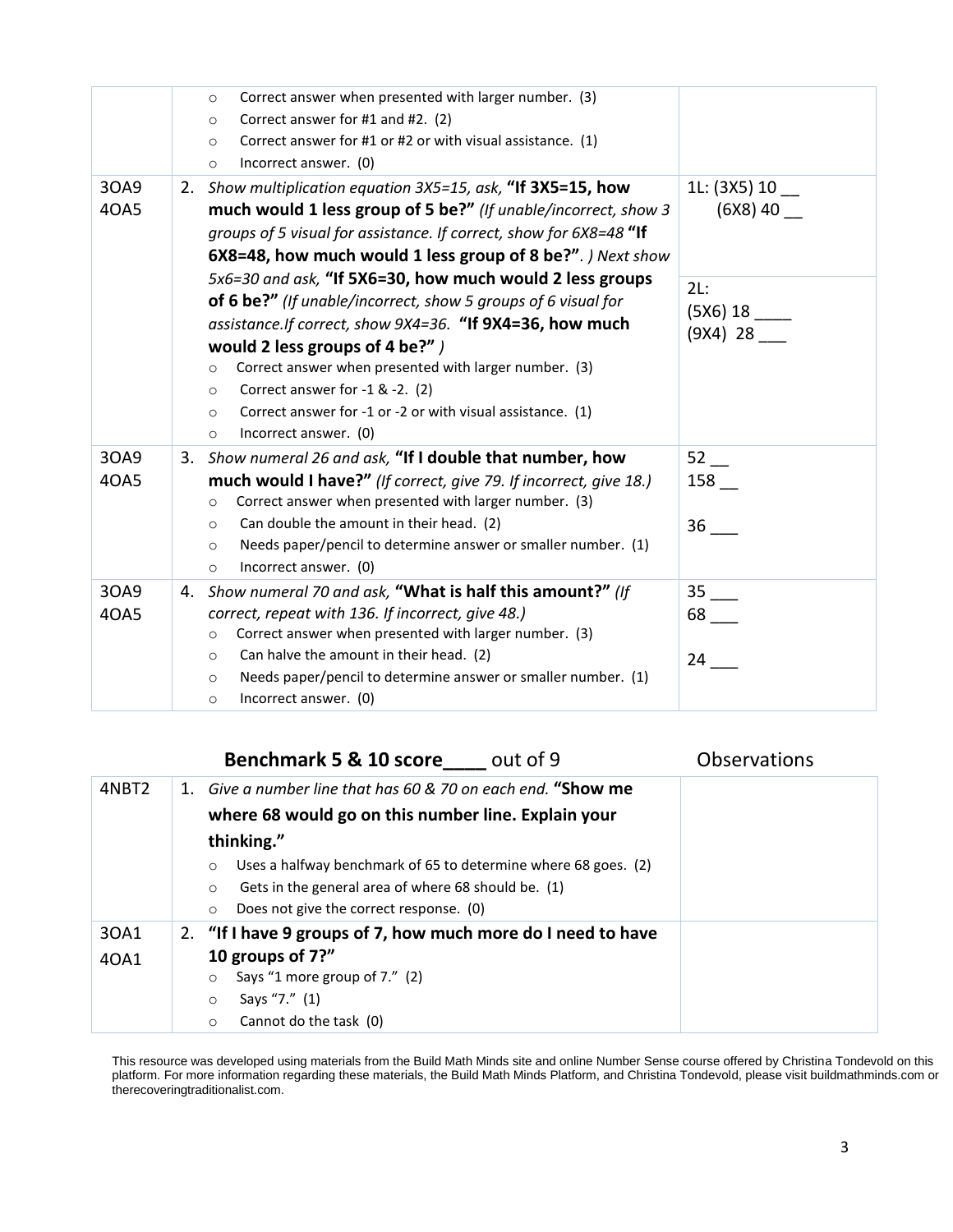| | | |
|---|---|---|
| | ○ Correct answer when presented with larger number. (3)<br>○ Correct answer for #1 and #2. (2)<br>○ Correct answer for #1 or #2 or with visual assistance. (1)<br>○ Incorrect answer. (0) | |
| 3OA9<br>4OA5 | 2. *Show multiplication equation 3X5=15, ask,* **"If 3X5=15, how much would 1 less group of 5 be?"** *(If unable/incorrect, show 3 groups of 5 visual for assistance. If correct, show for 6X8=48* **"If 6X8=48, how much would 1 less group of 8 be?"**. *) Next show 5x6=30 and ask,* **"If 5X6=30, how much would 2 less groups of 6 be?"** *(If unable/incorrect, show 5 groups of 6 visual for assistance.If correct, show 9X4=36.* **"If 9X4=36, how much would 2 less groups of 4 be?"** *)*<br>○ Correct answer when presented with larger number. (3)<br>○ Correct answer for -1 & -2. (2)<br>○ Correct answer for -1 or -2 or with visual assistance. (1)<br>○ Incorrect answer. (0) | 1L: (3X5) 10 __<br>(6X8) 40 __<br><br>2L:<br>(5X6) 18 ____<br>(9X4) 28 ___ |
| 3OA9<br>4OA5 | 3. *Show numeral 26 and ask,* **"If I double that number, how much would I have?"** *(If correct, give 79. If incorrect, give 18.)*<br>○ Correct answer when presented with larger number. (3)<br>○ Can double the amount in their head. (2)<br>○ Needs paper/pencil to determine answer or smaller number. (1)<br>○ Incorrect answer. (0) | 52 __<br>158 __<br><br>36 ___ |
| 3OA9<br>4OA5 | 4. *Show numeral 70 and ask,* **"What is half this amount?"** *(If correct, repeat with 136. If incorrect, give 48.)*<br>○ Correct answer when presented with larger number. (3)<br>○ Can halve the amount in their head. (2)<br>○ Needs paper/pencil to determine answer or smaller number. (1)<br>○ Incorrect answer. (0) | 35 ___<br>68 ___<br><br>24 ___ |

## **Benchmark 5 & 10 score____** out of 9 — Observations

| | | Observations |
|---|---|---|
| 4NBT2 | 1. *Give a number line that has 60 & 70 on each end.* **"Show me where 68 would go on this number line. Explain your thinking."**<br>○ Uses a halfway benchmark of 65 to determine where 68 goes. (2)<br>○ Gets in the general area of where 68 should be. (1)<br>○ Does not give the correct response. (0) | |
| 3OA1<br>4OA1 | 2. **"If I have 9 groups of 7, how much more do I need to have 10 groups of 7?"**<br>○ Says "1 more group of 7." (2)<br>○ Says "7." (1)<br>○ Cannot do the task (0) | |

This resource was developed using materials from the Build Math Minds site and online Number Sense course offered by Christina Tondevold on this platform. For more information regarding these materials, the Build Math Minds Platform, and Christina Tondevold, please visit buildmathminds.com or therecoveringtraditionalist.com.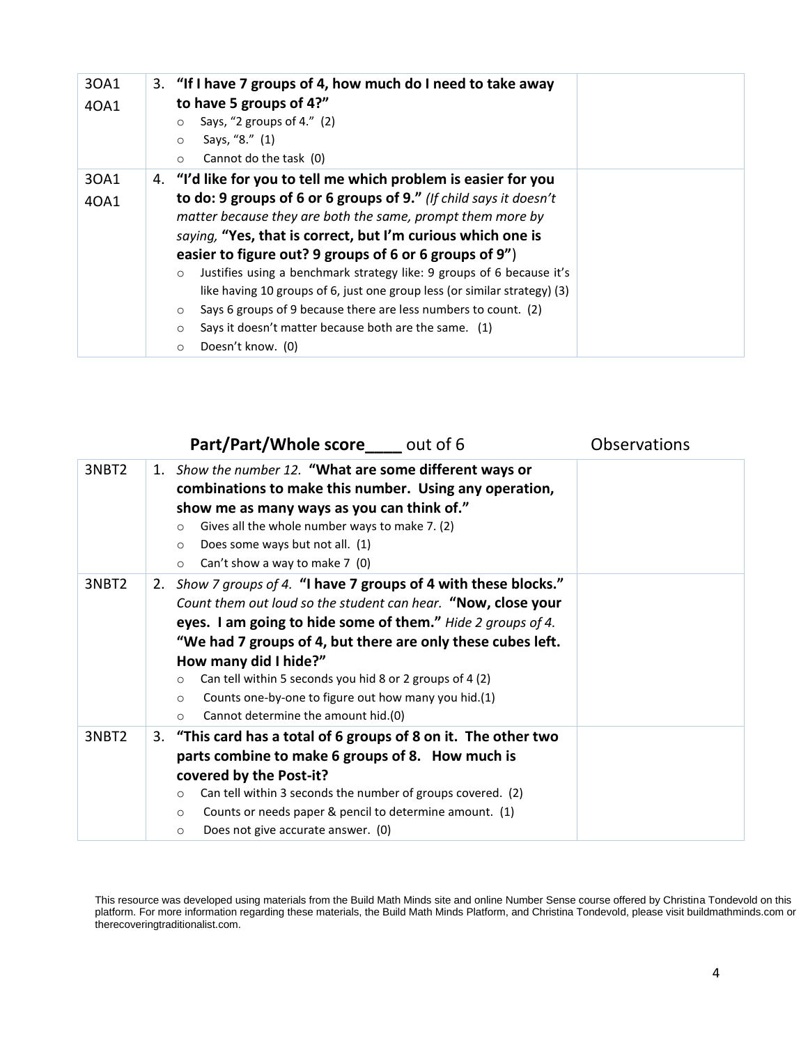| | | |
|---|---|---|
| 3OA1<br>4OA1 | 3. **"If I have 7 groups of 4, how much do I need to take away to have 5 groups of 4?"**<br>○ Says, "2 groups of 4." (2)<br>○ Says, "8." (1)<br>○ Cannot do the task (0) | |
| 3OA1<br>4OA1 | 4. **"I'd like for you to tell me which problem is easier for you to do: 9 groups of 6 or 6 groups of 9."** *(If child says it doesn't matter because they are both the same, prompt them more by saying,* **"Yes, that is correct, but I'm curious which one is easier to figure out? 9 groups of 6 or 6 groups of 9"**)<br>○ Justifies using a benchmark strategy like: 9 groups of 6 because it's like having 10 groups of 6, just one group less (or similar strategy) (3)<br>○ Says 6 groups of 9 because there are less numbers to count. (2)<br>○ Says it doesn't matter because both are the same. (1)<br>○ Doesn't know. (0) | |

| | **Part/Part/Whole score\_\_\_\_** out of 6 | Observations |
|---|---|---|
| 3NBT2 | 1. *Show the number 12.* **"What are some different ways or combinations to make this number. Using any operation, show me as many ways as you can think of."**<br>○ Gives all the whole number ways to make 7. (2)<br>○ Does some ways but not all. (1)<br>○ Can't show a way to make 7 (0) | |
| 3NBT2 | 2. *Show 7 groups of 4.* **"I have 7 groups of 4 with these blocks."** *Count them out loud so the student can hear.* **"Now, close your eyes. I am going to hide some of them."** *Hide 2 groups of 4.* **"We had 7 groups of 4, but there are only these cubes left. How many did I hide?"**<br>○ Can tell within 5 seconds you hid 8 or 2 groups of 4 (2)<br>○ Counts one-by-one to figure out how many you hid.(1)<br>○ Cannot determine the amount hid.(0) | |
| 3NBT2 | 3. **"This card has a total of 6 groups of 8 on it. The other two parts combine to make 6 groups of 8. How much is covered by the Post-it?**<br>○ Can tell within 3 seconds the number of groups covered. (2)<br>○ Counts or needs paper & pencil to determine amount. (1)<br>○ Does not give accurate answer. (0) | |

This resource was developed using materials from the Build Math Minds site and online Number Sense course offered by Christina Tondevold on this platform. For more information regarding these materials, the Build Math Minds Platform, and Christina Tondevold, please visit buildmathminds.com or therecoveringtraditionalist.com.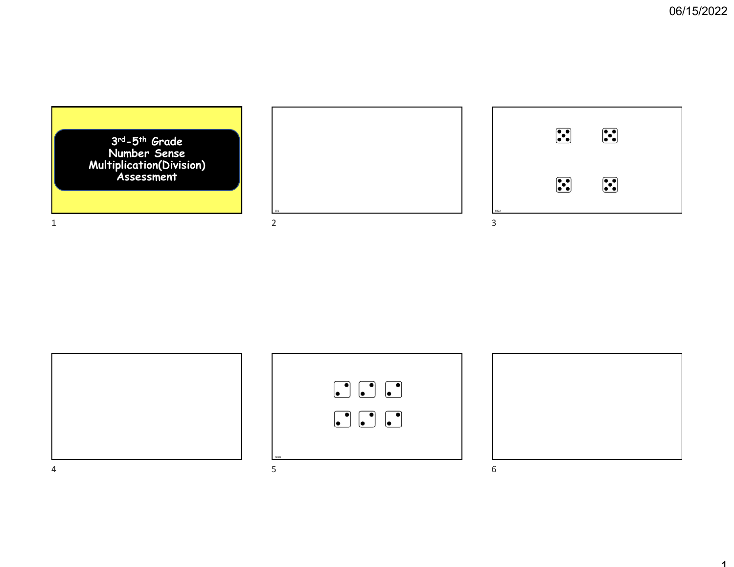# 3rd-5th Grade Number Sense Multiplication(Division) Assessment

SR1

SR2A

SR2B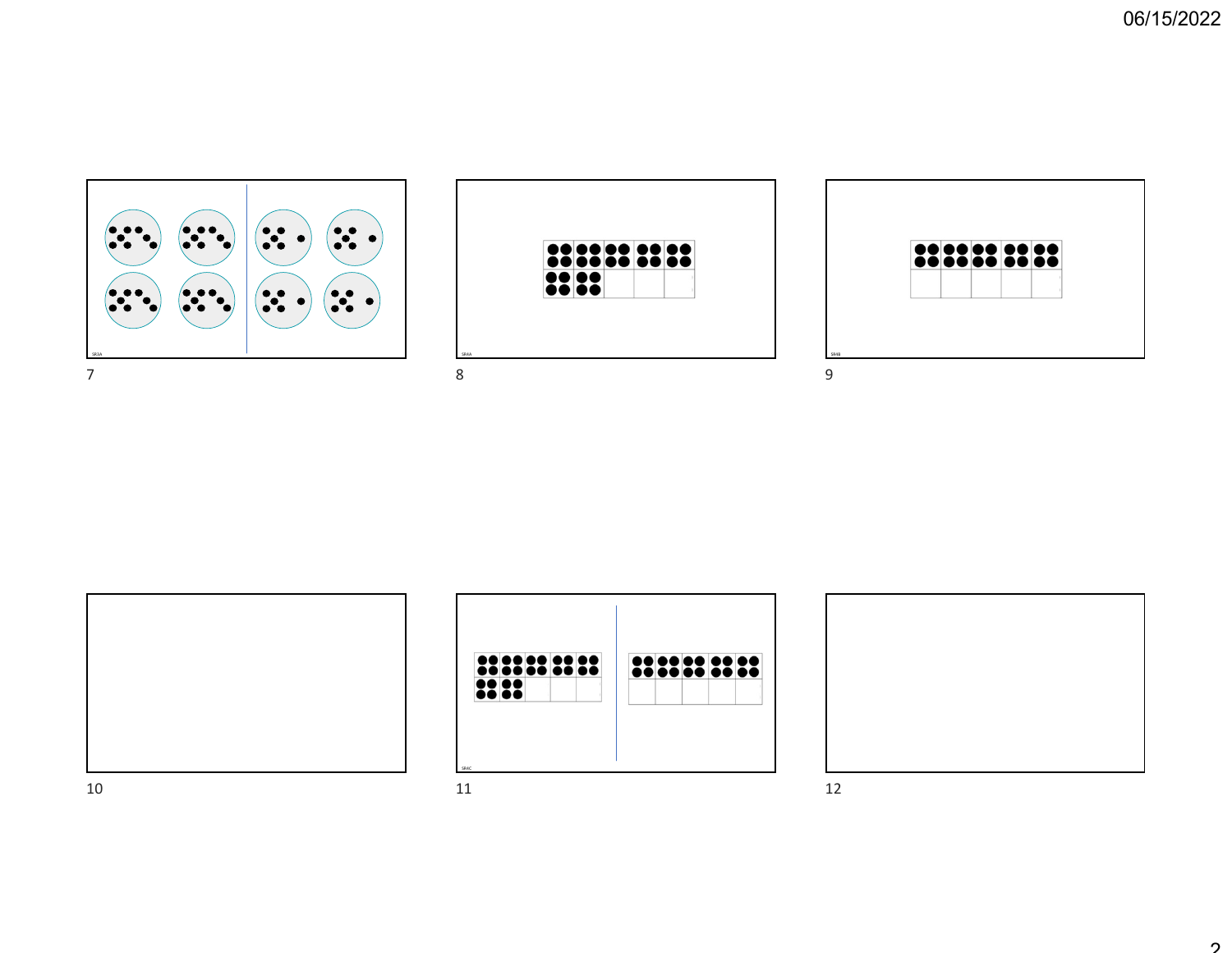SR3A

7

SR4A

8

SR4B

9

10

SR4C

11

12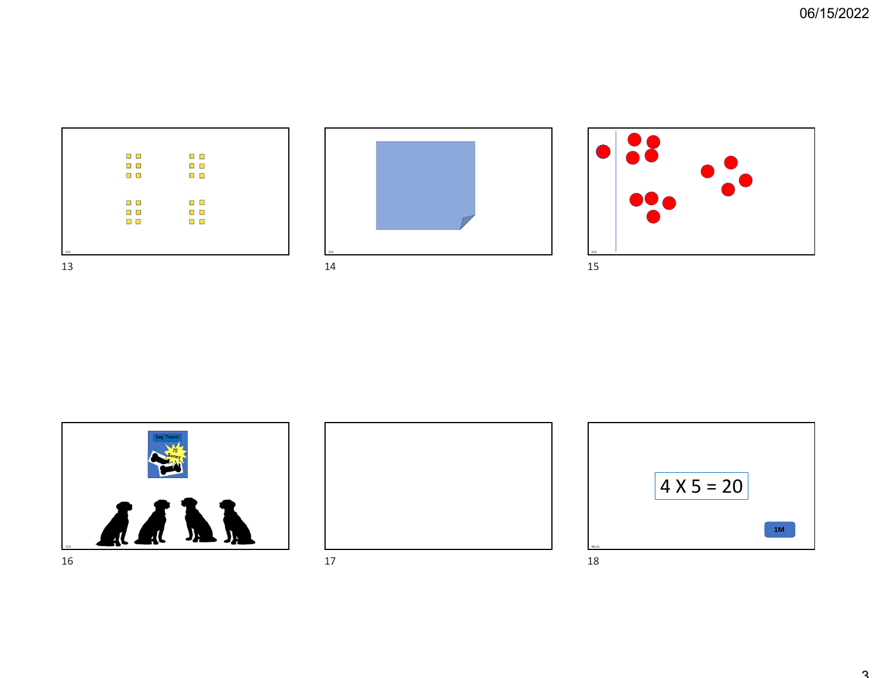13

14

15

Dog Treats

15 Bones

16

17

4 X 5 = 20

1M

18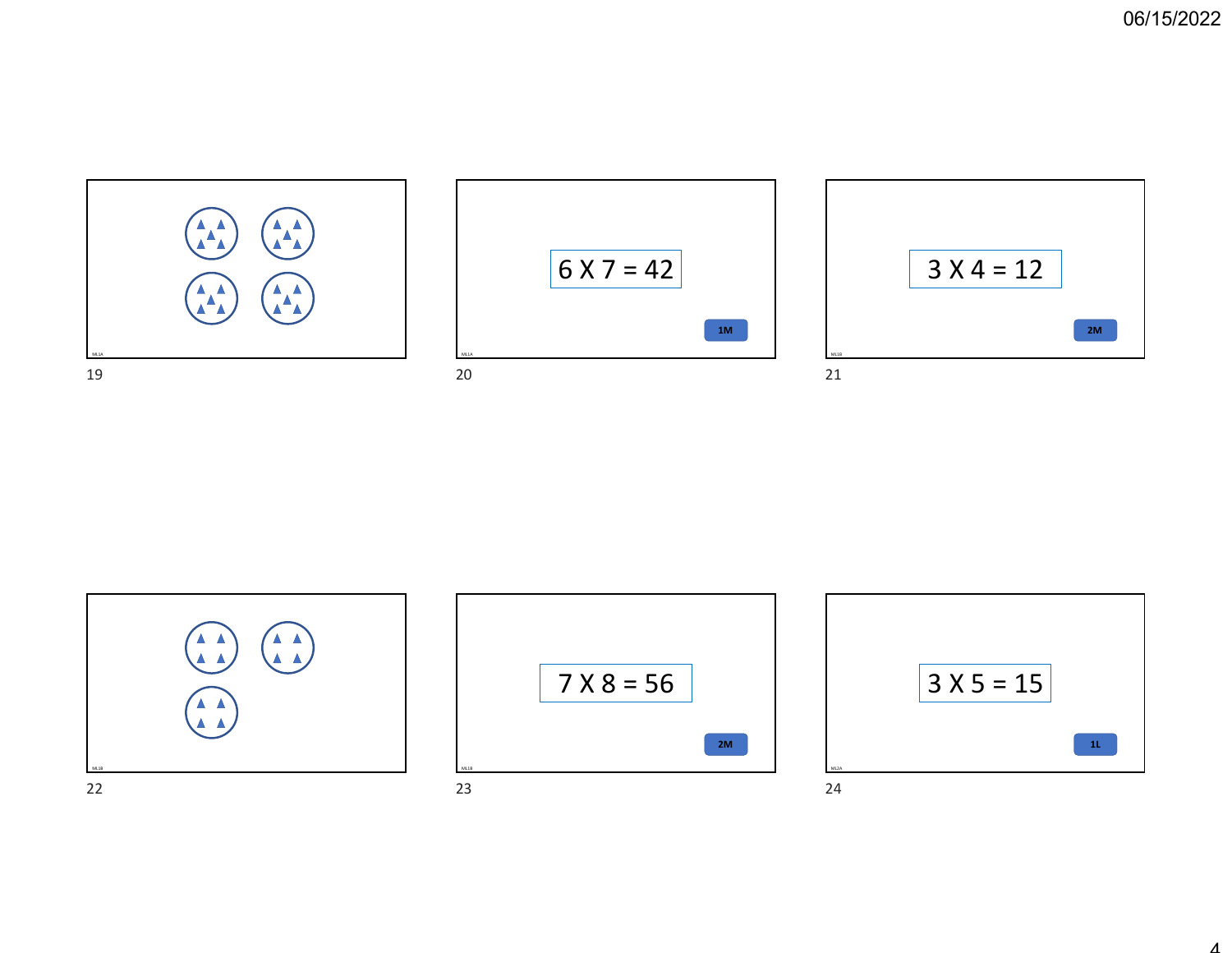$6 \times 7 = 42$

1M

$3 \times 4 = 12$

2M

$7 \times 8 = 56$

2M

$3 \times 5 = 15$

1L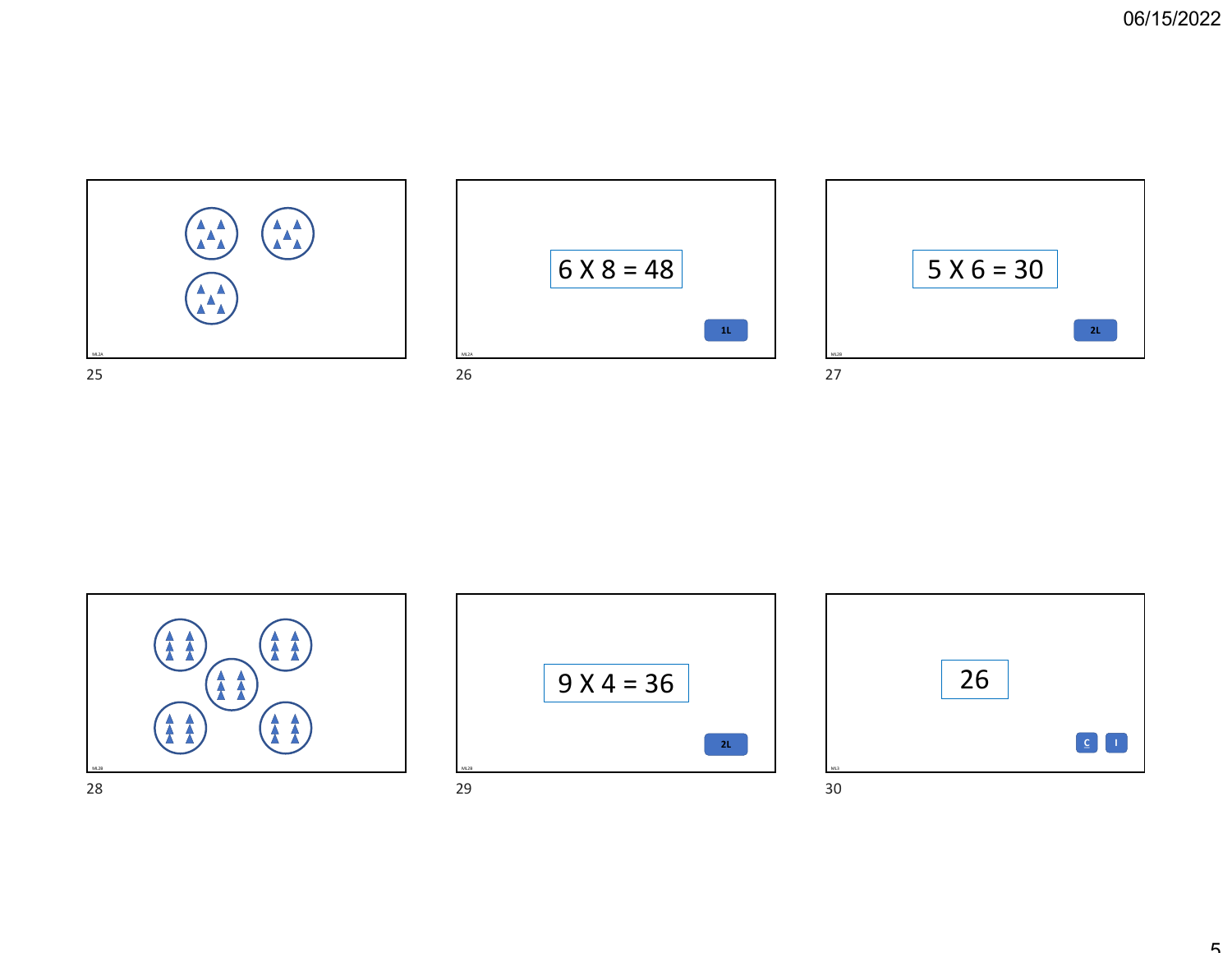$6 \times 8 = 48$

1L

$5 \times 6 = 30$

2L

$9 \times 4 = 36$

2L

26

C I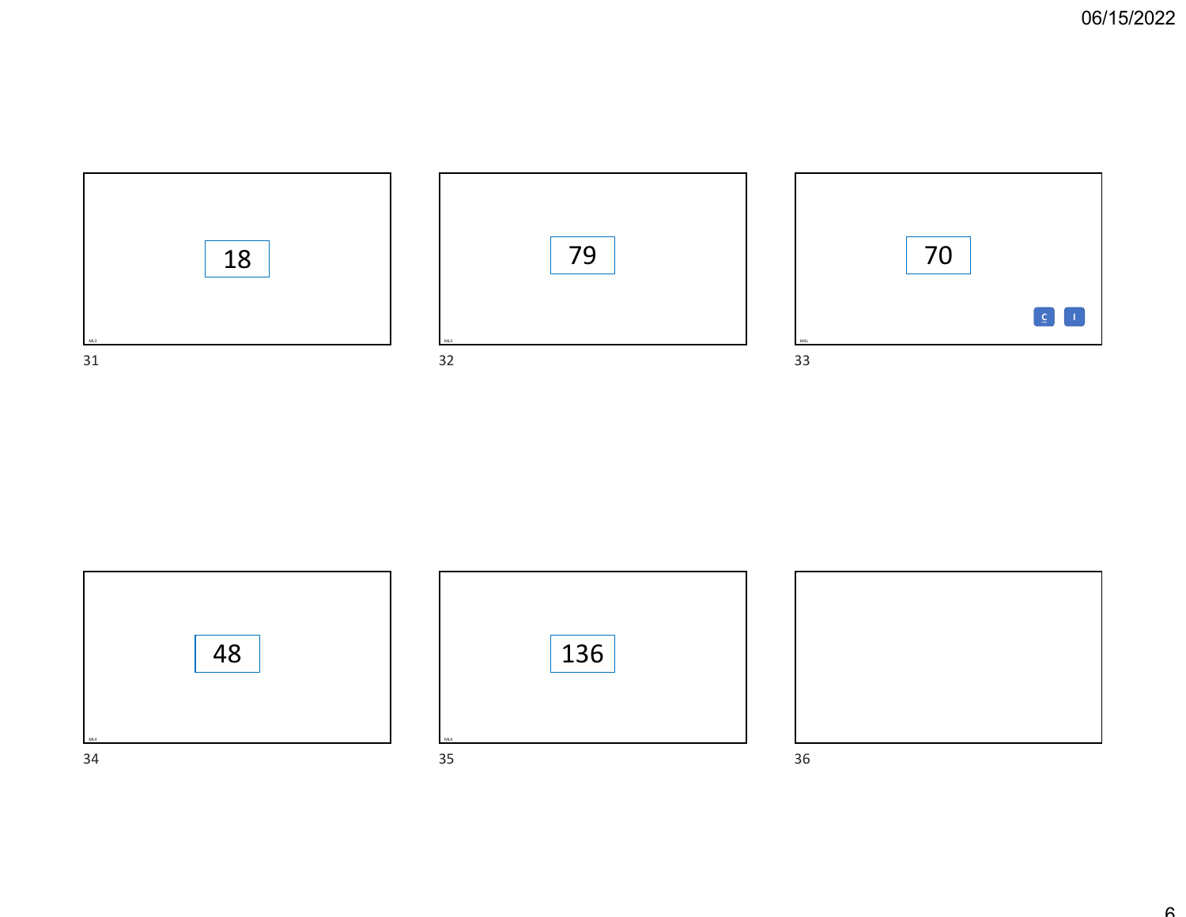18

79

70

C I

48

136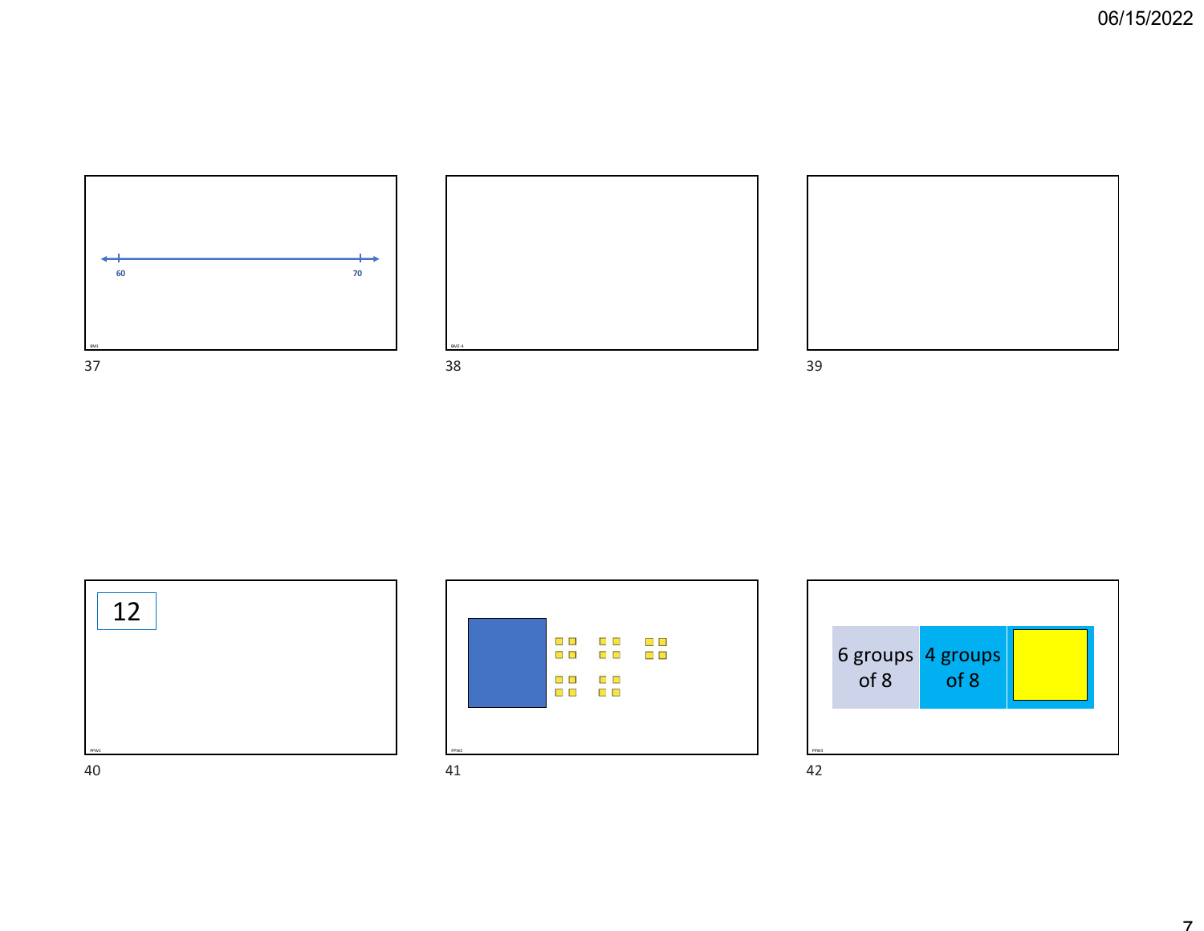60

70

BM1

BM2-4

12

PPW1

PPW2

6 groups of 8

4 groups of 8

PPW3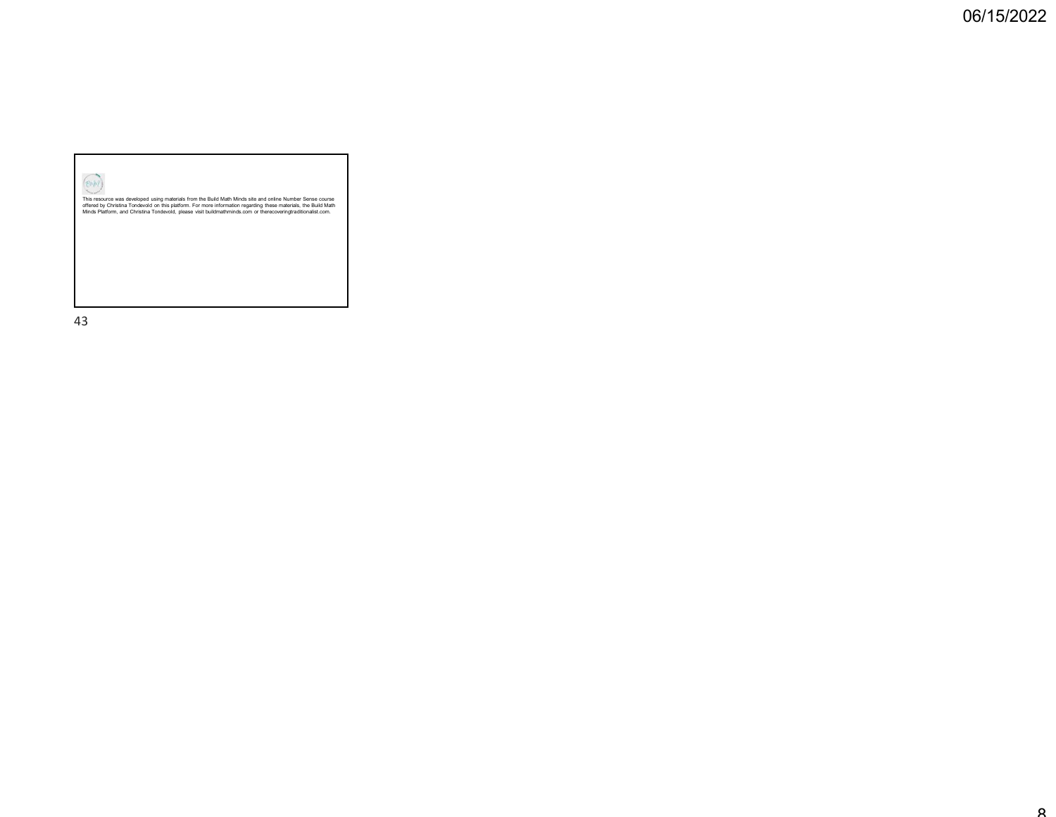This resource was developed using materials from the Build Math Minds site and online Number Sense course offered by Christina Tondevold on this platform. For more information regarding these materials, the Build Math Minds Platform, and Christina Tondevold, please visit buildmathminds.com or therecoveringtraditionalist.com.